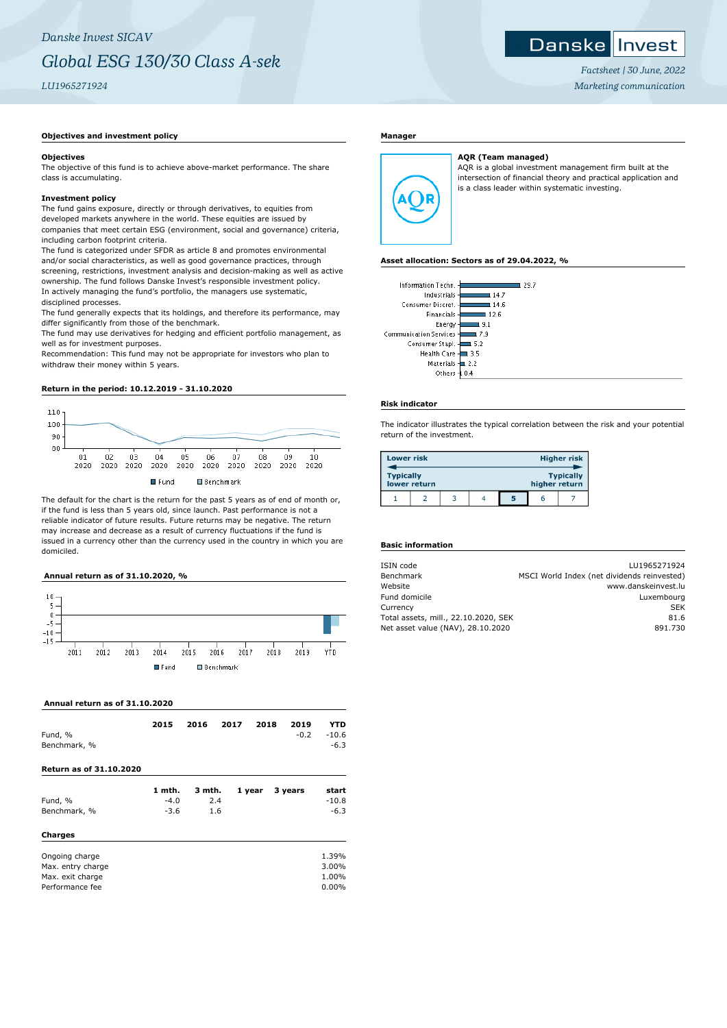*Danske Invest SICAV*

# *Global ESG 130/30 Class A-sek*

*LU1965271924*

*Factsheet | 30 June, 2022*

*Marketing communication*

## Objectives and investment policy

### Objectives

The objective of this fund is to achieve above-market performance. The share class is accumulating.

### Investment policy

The fund gains exposure, directly or through derivatives, to equities from developed markets anywhere in the world. These equities are issued by companies that meet certain ESG (environment, social and governance) criteria, including carbon footprint criteria.

The fund is categorized under SFDR as article 8 and promotes environmental and/or social characteristics, as well as good governance practices, through screening, restrictions, investment analysis and decision-making as well as active ownership. The fund follows Danske Invest's responsible investment policy.

In actively managing the fund's portfolio, the managers use systematic, disciplined processes.

The fund generally expects that its holdings, and therefore its performance, may differ significantly from those of the benchmark.

The fund may use derivatives for hedging and efficient portfolio management, as well as for investment purposes.

Recommendation: This fund may not be appropriate for investors who plan to withdraw their money within 5 years.

## Return in the period: 10.12.2019 - 31.10.2020

Fund / Benchmark

The default for the chart is the return for the past 5 years as of end of month or, if the fund is less than 5 years old, since launch. Past performance is not a reliable indicator of future results. Future returns may be negative. The return may increase and decrease as a result of currency fluctuations if the fund is issued in a currency other than the currency used in the country in which you are domiciled.

## Annual return as of 31.10.2020, %

Fund / Benchmark

## Annual return as of 31.10.2020

| | 2015 | 2016 | 2017 | 2018 | 2019 | YTD |
|---|---|---|---|---|---|---|
| Fund, % | | | | | -0.2 | -10.6 |
| Benchmark, % | | | | | | -6.3 |

## Return as of 31.10.2020

| | 1 mth. | 3 mth. | 1 year | 3 years | start |
|---|---|---|---|---|---|
| Fund, % | -4.0 | 2.4 | | | -10.8 |
| Benchmark, % | -3.6 | 1.6 | | | -6.3 |

## Charges

| | |
|---|---|
| Ongoing charge | 1.39% |
| Max. entry charge | 3.00% |
| Max. exit charge | 1.00% |
| Performance fee | 0.00% |

## Manager

**AQR (Team managed)**

AQR is a global investment management firm built at the intersection of financial theory and practical application and is a class leader within systematic investing.

## Asset allocation: Sectors as of 29.04.2022, %

| Sector | % |
|---|---|
| Information Techn. | 29.7 |
| Industrials | 14.7 |
| Consumer Discret. | 14.6 |
| Financials | 12.6 |
| Energy | 9.1 |
| Communication Services | 7.9 |
| Consumer Stapl. | 5.2 |
| Health Care | 3.5 |
| Materials | 2.2 |
| Others | 0.4 |

## Risk indicator

The indicator illustrates the typical correlation between the risk and your potential return of the investment.

| Lower risk | | | | | | Higher risk |
|---|---|---|---|---|---|---|
| Typically lower return | | | | | | Typically higher return |
| 1 | 2 | 3 | 4 | **5** | 6 | 7 |

## Basic information

| | |
|---|---|
| ISIN code | LU1965271924 |
| Benchmark | MSCI World Index (net dividends reinvested) |
| Website | www.danskeinvest.lu |
| Fund domicile | Luxembourg |
| Currency | SEK |
| Total assets, mill., 22.10.2020, SEK | 81.6 |
| Net asset value (NAV), 28.10.2020 | 891.730 |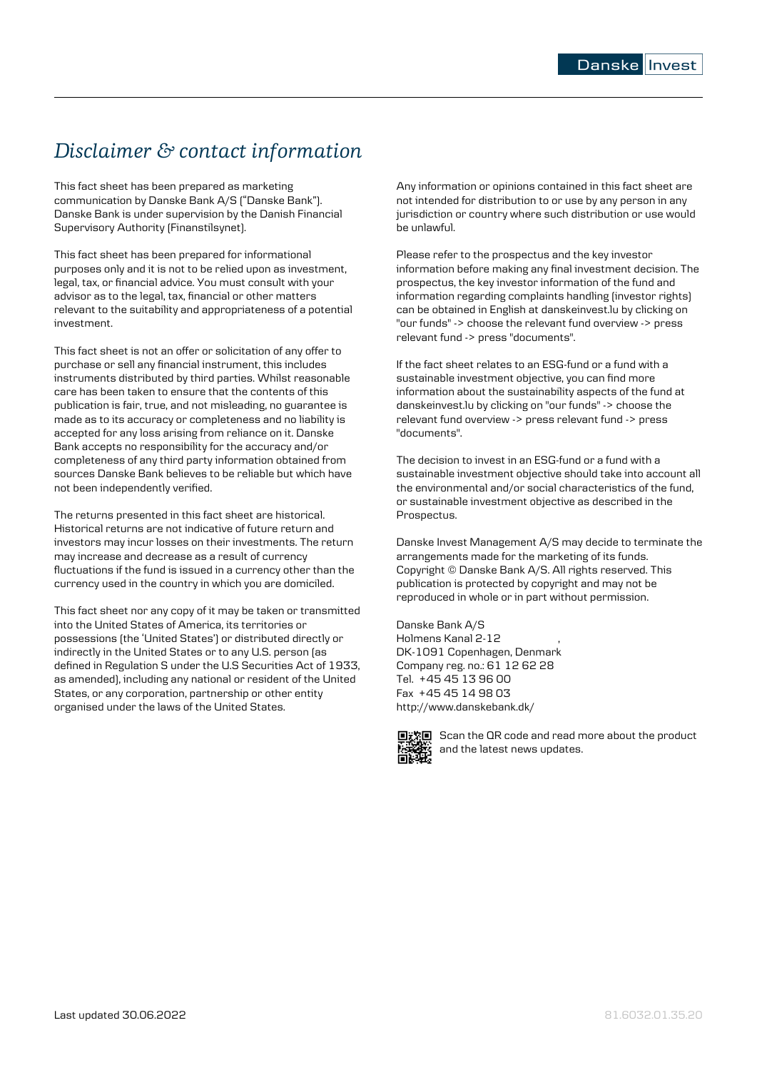# *Disclaimer & contact information*

This fact sheet has been prepared as marketing communication by Danske Bank A/S ("Danske Bank"). Danske Bank is under supervision by the Danish Financial Supervisory Authority (Finanstilsynet).

This fact sheet has been prepared for informational purposes only and it is not to be relied upon as investment, legal, tax, or financial advice. You must consult with your advisor as to the legal, tax, financial or other matters relevant to the suitability and appropriateness of a potential investment.

This fact sheet is not an offer or solicitation of any offer to purchase or sell any financial instrument, this includes instruments distributed by third parties. Whilst reasonable care has been taken to ensure that the contents of this publication is fair, true, and not misleading, no guarantee is made as to its accuracy or completeness and no liability is accepted for any loss arising from reliance on it. Danske Bank accepts no responsibility for the accuracy and/or completeness of any third party information obtained from sources Danske Bank believes to be reliable but which have not been independently verified.

The returns presented in this fact sheet are historical. Historical returns are not indicative of future return and investors may incur losses on their investments. The return may increase and decrease as a result of currency fluctuations if the fund is issued in a currency other than the currency used in the country in which you are domiciled.

This fact sheet nor any copy of it may be taken or transmitted into the United States of America, its territories or possessions (the 'United States') or distributed directly or indirectly in the United States or to any U.S. person (as defined in Regulation S under the U.S Securities Act of 1933, as amended), including any national or resident of the United States, or any corporation, partnership or other entity organised under the laws of the United States.

Any information or opinions contained in this fact sheet are not intended for distribution to or use by any person in any jurisdiction or country where such distribution or use would be unlawful.

Please refer to the prospectus and the key investor information before making any final investment decision. The prospectus, the key investor information of the fund and information regarding complaints handling (investor rights) can be obtained in English at danskeinvest.lu by clicking on "our funds" -> choose the relevant fund overview -> press relevant fund -> press "documents".

If the fact sheet relates to an ESG-fund or a fund with a sustainable investment objective, you can find more information about the sustainability aspects of the fund at danskeinvest.lu by clicking on "our funds" -> choose the relevant fund overview -> press relevant fund -> press "documents".

The decision to invest in an ESG-fund or a fund with a sustainable investment objective should take into account all the environmental and/or social characteristics of the fund, or sustainable investment objective as described in the Prospectus.

Danske Invest Management A/S may decide to terminate the arrangements made for the marketing of its funds. Copyright © Danske Bank A/S. All rights reserved. This publication is protected by copyright and may not be reproduced in whole or in part without permission.

Danske Bank A/S
Holmens Kanal 2-12 ,
DK-1091 Copenhagen, Denmark
Company reg. no.: 61 12 62 28
Tel. +45 45 13 96 00
Fax +45 45 14 98 03
http://www.danskebank.dk/

Scan the QR code and read more about the product and the latest news updates.

Last updated 30.06.2022

81.6032.01.35.20